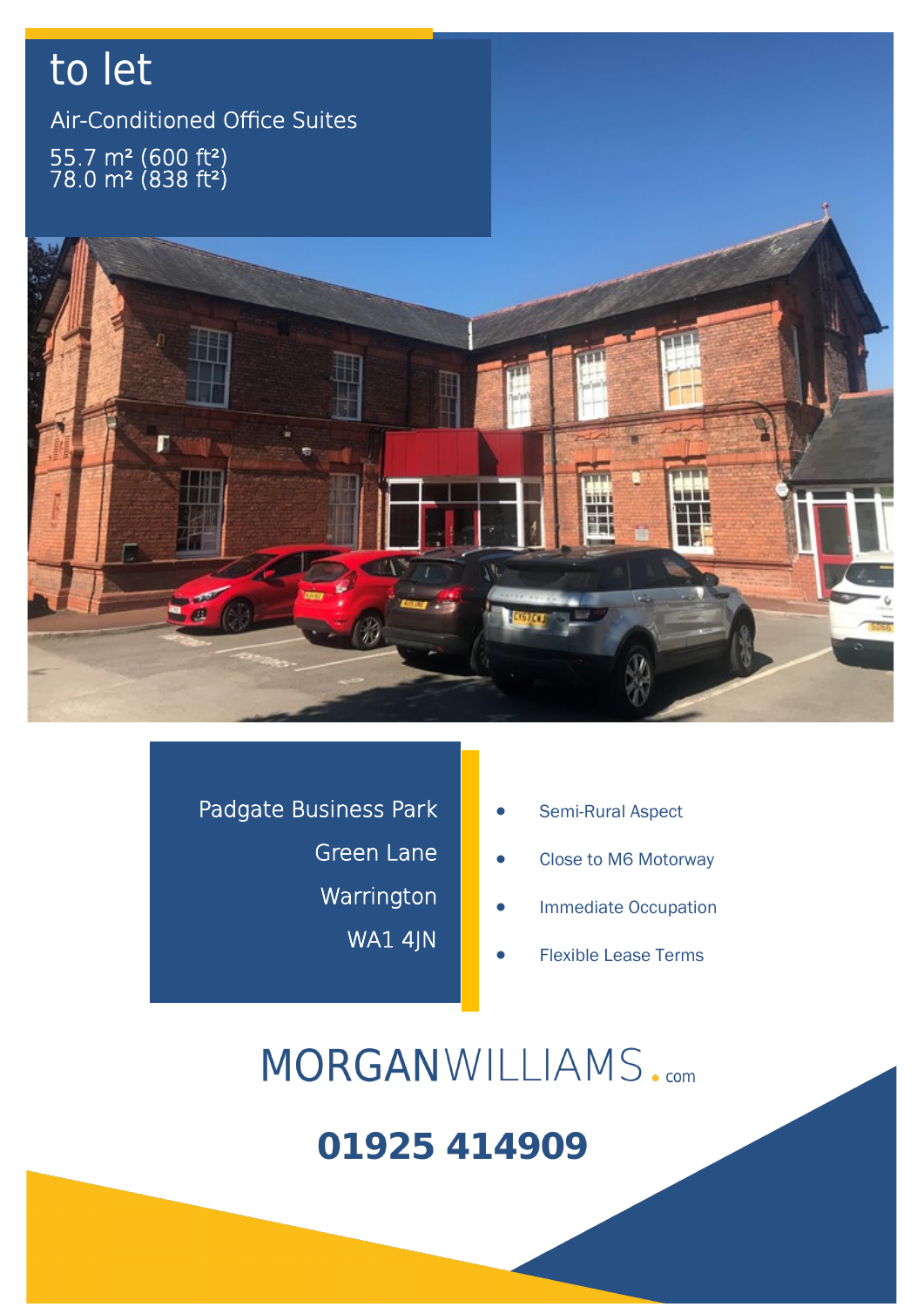# to let

Air-Conditioned Office Suites

55.7 m² (600 ft²)
78.0 m² (838 ft²)

Padgate Business Park
Green Lane
Warrington
WA1 4JN

- Semi-Rural Aspect
- Close to M6 Motorway
- Immediate Occupation
- Flexible Lease Terms

MORGANWILLIAMS.com

**01925 414909**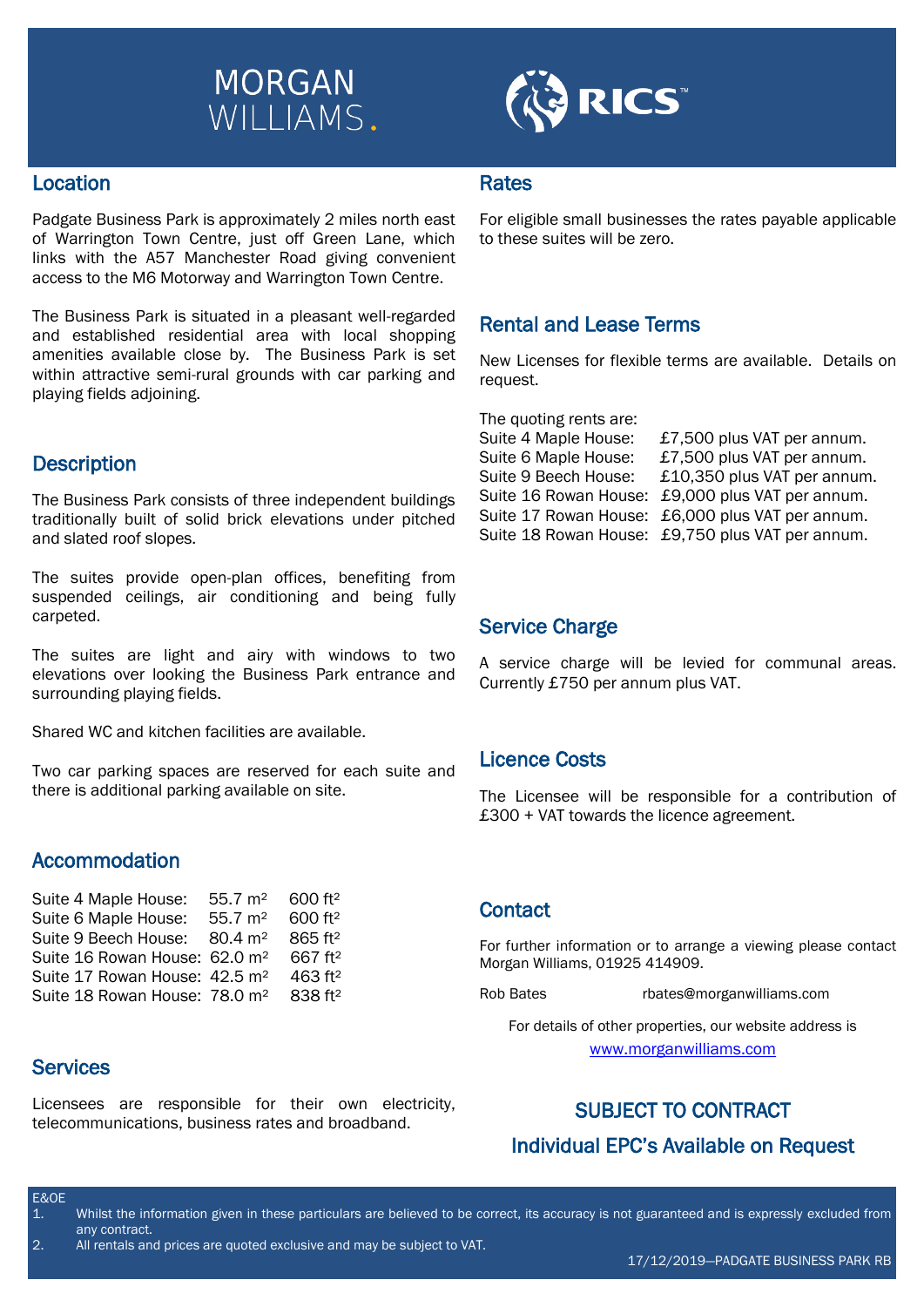MORGAN WILLIAMS.

RICS

## Location

Padgate Business Park is approximately 2 miles north east of Warrington Town Centre, just off Green Lane, which links with the A57 Manchester Road giving convenient access to the M6 Motorway and Warrington Town Centre.

The Business Park is situated in a pleasant well-regarded and established residential area with local shopping amenities available close by. The Business Park is set within attractive semi-rural grounds with car parking and playing fields adjoining.

## Description

The Business Park consists of three independent buildings traditionally built of solid brick elevations under pitched and slated roof slopes.

The suites provide open-plan offices, benefiting from suspended ceilings, air conditioning and being fully carpeted.

The suites are light and airy with windows to two elevations over looking the Business Park entrance and surrounding playing fields.

Shared WC and kitchen facilities are available.

Two car parking spaces are reserved for each suite and there is additional parking available on site.

## Accommodation

| Suite | m² | ft² |
|---|---|---|
| Suite 4 Maple House: | 55.7 m² | 600 ft² |
| Suite 6 Maple House: | 55.7 m² | 600 ft² |
| Suite 9 Beech House: | 80.4 m² | 865 ft² |
| Suite 16 Rowan House: | 62.0 m² | 667 ft² |
| Suite 17 Rowan House: | 42.5 m² | 463 ft² |
| Suite 18 Rowan House: | 78.0 m² | 838 ft² |

## Services

Licensees are responsible for their own electricity, telecommunications, business rates and broadband.

## Rates

For eligible small businesses the rates payable applicable to these suites will be zero.

## Rental and Lease Terms

New Licenses for flexible terms are available. Details on request.

The quoting rents are:

| Suite | Rent |
|---|---|
| Suite 4 Maple House: | £7,500 plus VAT per annum. |
| Suite 6 Maple House: | £7,500 plus VAT per annum. |
| Suite 9 Beech House: | £10,350 plus VAT per annum. |
| Suite 16 Rowan House: | £9,000 plus VAT per annum. |
| Suite 17 Rowan House: | £6,000 plus VAT per annum. |
| Suite 18 Rowan House: | £9,750 plus VAT per annum. |

## Service Charge

A service charge will be levied for communal areas. Currently £750 per annum plus VAT.

## Licence Costs

The Licensee will be responsible for a contribution of £300 + VAT towards the licence agreement.

## Contact

For further information or to arrange a viewing please contact Morgan Williams, 01925 414909.

Rob Bates rbates@morganwilliams.com

For details of other properties, our website address is www.morganwilliams.com

## SUBJECT TO CONTRACT

## Individual EPC's Available on Request

E&OE

1. Whilst the information given in these particulars are believed to be correct, its accuracy is not guaranteed and is expressly excluded from any contract.
2. All rentals and prices are quoted exclusive and may be subject to VAT.

17/12/2019—PADGATE BUSINESS PARK RB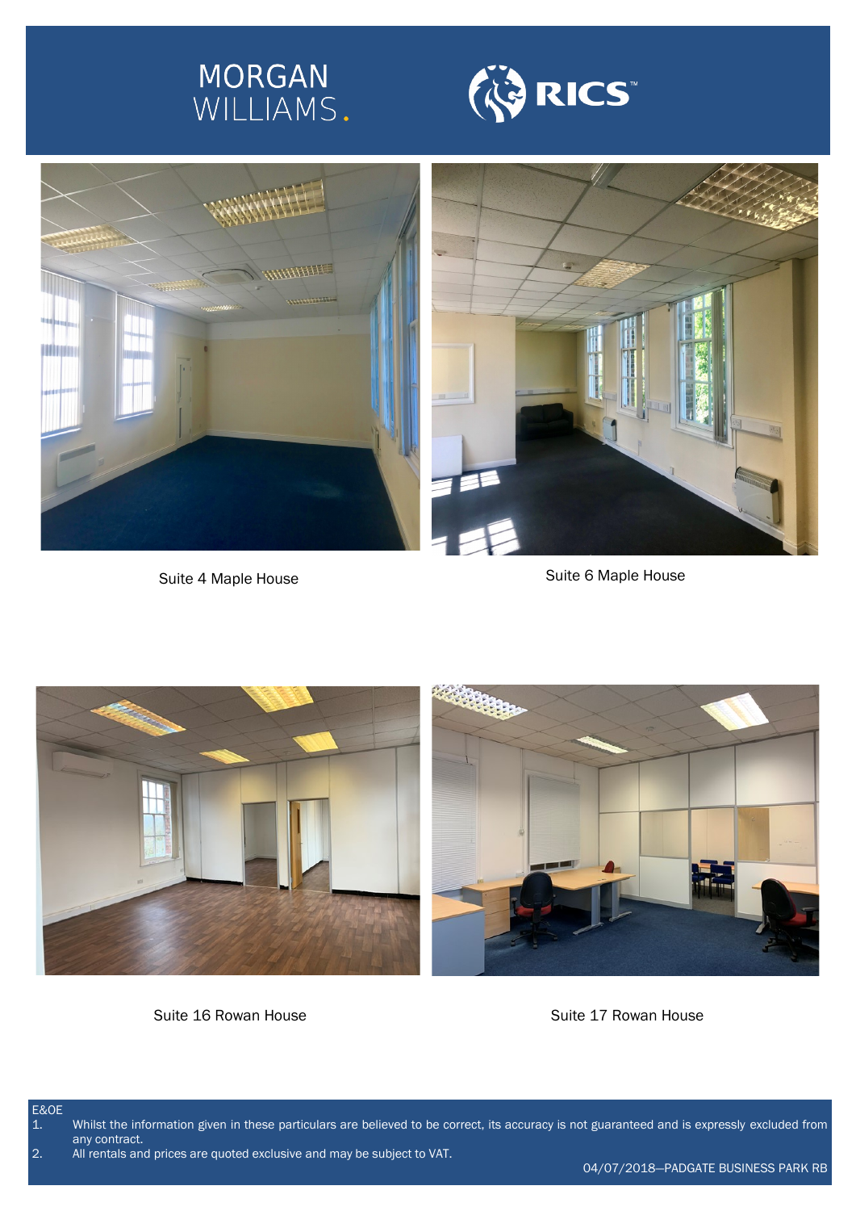Suite 4 Maple House

Suite 6 Maple House

Suite 16 Rowan House

Suite 17 Rowan House

E&OE

1. Whilst the information given in these particulars are believed to be correct, its accuracy is not guaranteed and is expressly excluded from any contract.
2. All rentals and prices are quoted exclusive and may be subject to VAT.

04/07/2018—PADGATE BUSINESS PARK RB